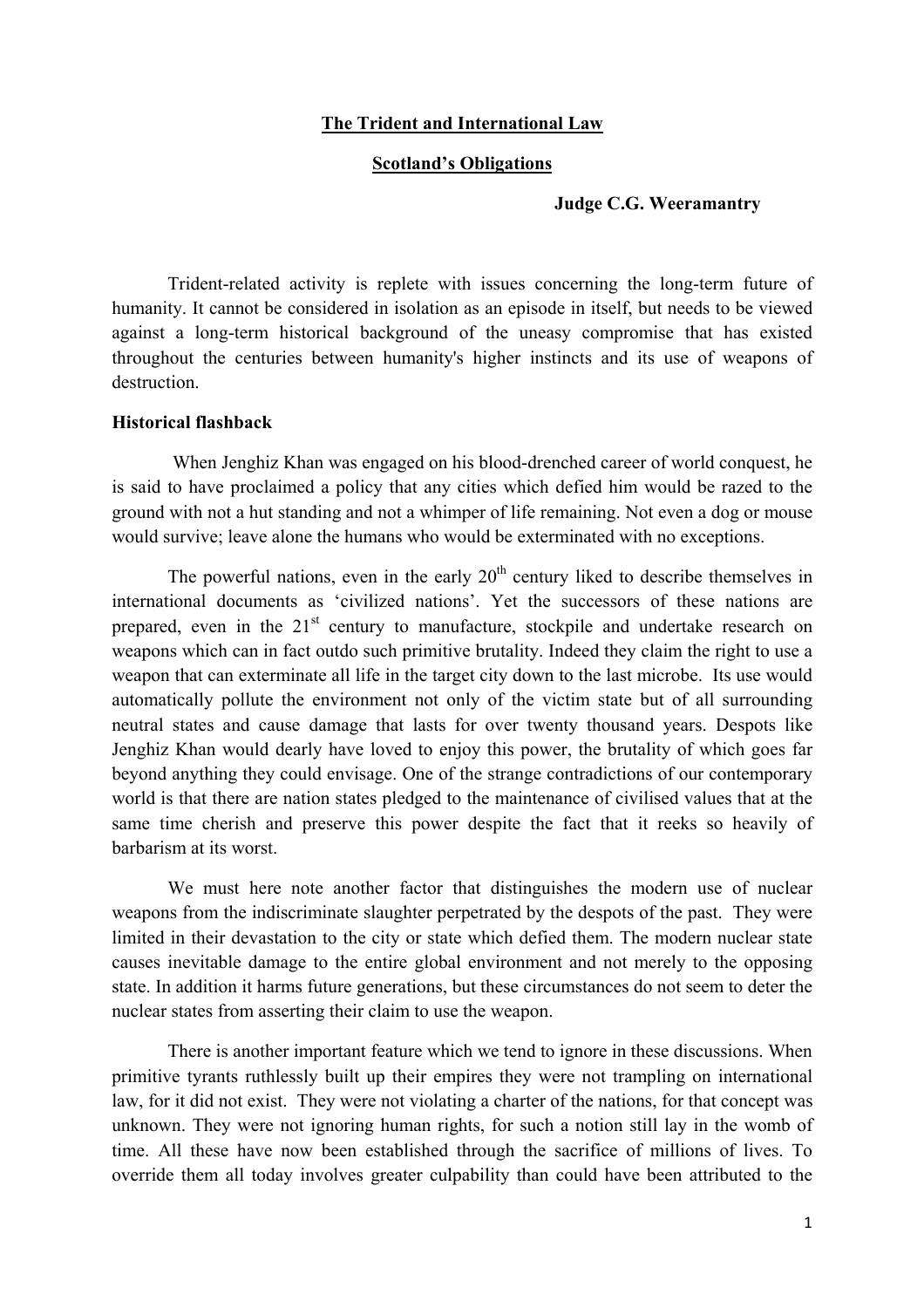# The Trident and International Law

## Scotland's Obligations

**Judge C.G. Weeramantry**

Trident-related activity is replete with issues concerning the long-term future of humanity. It cannot be considered in isolation as an episode in itself, but needs to be viewed against a long-term historical background of the uneasy compromise that has existed throughout the centuries between humanity's higher instincts and its use of weapons of destruction.

### Historical flashback

When Jenghiz Khan was engaged on his blood-drenched career of world conquest, he is said to have proclaimed a policy that any cities which defied him would be razed to the ground with not a hut standing and not a whimper of life remaining. Not even a dog or mouse would survive; leave alone the humans who would be exterminated with no exceptions.

The powerful nations, even in the early 20th century liked to describe themselves in international documents as 'civilized nations'. Yet the successors of these nations are prepared, even in the 21st century to manufacture, stockpile and undertake research on weapons which can in fact outdo such primitive brutality. Indeed they claim the right to use a weapon that can exterminate all life in the target city down to the last microbe. Its use would automatically pollute the environment not only of the victim state but of all surrounding neutral states and cause damage that lasts for over twenty thousand years. Despots like Jenghiz Khan would dearly have loved to enjoy this power, the brutality of which goes far beyond anything they could envisage. One of the strange contradictions of our contemporary world is that there are nation states pledged to the maintenance of civilised values that at the same time cherish and preserve this power despite the fact that it reeks so heavily of barbarism at its worst.

We must here note another factor that distinguishes the modern use of nuclear weapons from the indiscriminate slaughter perpetrated by the despots of the past. They were limited in their devastation to the city or state which defied them. The modern nuclear state causes inevitable damage to the entire global environment and not merely to the opposing state. In addition it harms future generations, but these circumstances do not seem to deter the nuclear states from asserting their claim to use the weapon.

There is another important feature which we tend to ignore in these discussions. When primitive tyrants ruthlessly built up their empires they were not trampling on international law, for it did not exist. They were not violating a charter of the nations, for that concept was unknown. They were not ignoring human rights, for such a notion still lay in the womb of time. All these have now been established through the sacrifice of millions of lives. To override them all today involves greater culpability than could have been attributed to the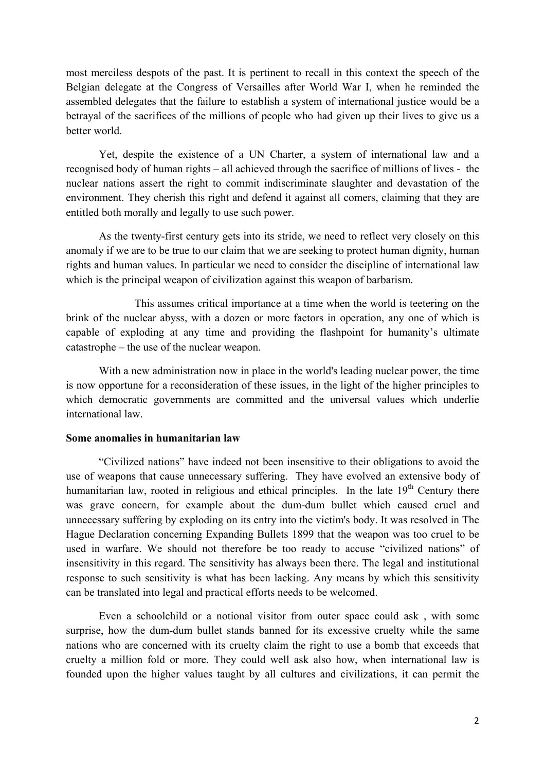most merciless despots of the past. It is pertinent to recall in this context the speech of the Belgian delegate at the Congress of Versailles after World War I, when he reminded the assembled delegates that the failure to establish a system of international justice would be a betrayal of the sacrifices of the millions of people who had given up their lives to give us a better world.

Yet, despite the existence of a UN Charter, a system of international law and a recognised body of human rights – all achieved through the sacrifice of millions of lives - the nuclear nations assert the right to commit indiscriminate slaughter and devastation of the environment. They cherish this right and defend it against all comers, claiming that they are entitled both morally and legally to use such power.

As the twenty-first century gets into its stride, we need to reflect very closely on this anomaly if we are to be true to our claim that we are seeking to protect human dignity, human rights and human values. In particular we need to consider the discipline of international law which is the principal weapon of civilization against this weapon of barbarism.

This assumes critical importance at a time when the world is teetering on the brink of the nuclear abyss, with a dozen or more factors in operation, any one of which is capable of exploding at any time and providing the flashpoint for humanity's ultimate catastrophe – the use of the nuclear weapon.

With a new administration now in place in the world's leading nuclear power, the time is now opportune for a reconsideration of these issues, in the light of the higher principles to which democratic governments are committed and the universal values which underlie international law.

**Some anomalies in humanitarian law**

"Civilized nations" have indeed not been insensitive to their obligations to avoid the use of weapons that cause unnecessary suffering. They have evolved an extensive body of humanitarian law, rooted in religious and ethical principles. In the late 19th Century there was grave concern, for example about the dum-dum bullet which caused cruel and unnecessary suffering by exploding on its entry into the victim's body. It was resolved in The Hague Declaration concerning Expanding Bullets 1899 that the weapon was too cruel to be used in warfare. We should not therefore be too ready to accuse "civilized nations" of insensitivity in this regard. The sensitivity has always been there. The legal and institutional response to such sensitivity is what has been lacking. Any means by which this sensitivity can be translated into legal and practical efforts needs to be welcomed.

Even a schoolchild or a notional visitor from outer space could ask , with some surprise, how the dum-dum bullet stands banned for its excessive cruelty while the same nations who are concerned with its cruelty claim the right to use a bomb that exceeds that cruelty a million fold or more. They could well ask also how, when international law is founded upon the higher values taught by all cultures and civilizations, it can permit the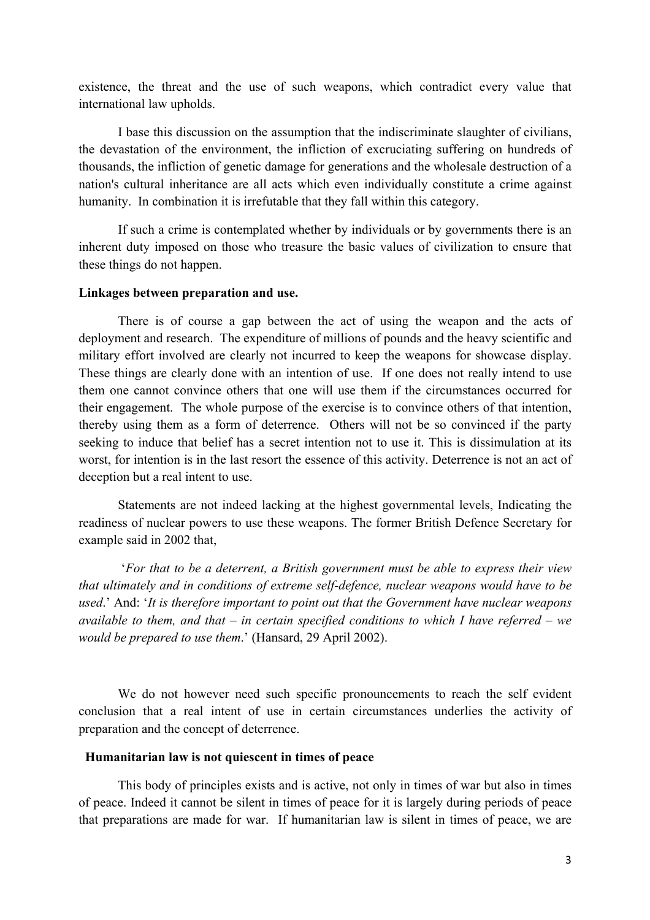existence, the threat and the use of such weapons, which contradict every value that international law upholds.

I base this discussion on the assumption that the indiscriminate slaughter of civilians, the devastation of the environment, the infliction of excruciating suffering on hundreds of thousands, the infliction of genetic damage for generations and the wholesale destruction of a nation's cultural inheritance are all acts which even individually constitute a crime against humanity. In combination it is irrefutable that they fall within this category.

If such a crime is contemplated whether by individuals or by governments there is an inherent duty imposed on those who treasure the basic values of civilization to ensure that these things do not happen.

**Linkages between preparation and use.**

There is of course a gap between the act of using the weapon and the acts of deployment and research. The expenditure of millions of pounds and the heavy scientific and military effort involved are clearly not incurred to keep the weapons for showcase display. These things are clearly done with an intention of use. If one does not really intend to use them one cannot convince others that one will use them if the circumstances occurred for their engagement. The whole purpose of the exercise is to convince others of that intention, thereby using them as a form of deterrence. Others will not be so convinced if the party seeking to induce that belief has a secret intention not to use it. This is dissimulation at its worst, for intention is in the last resort the essence of this activity. Deterrence is not an act of deception but a real intent to use.

Statements are not indeed lacking at the highest governmental levels, Indicating the readiness of nuclear powers to use these weapons. The former British Defence Secretary for example said in 2002 that,

'*For that to be a deterrent, a British government must be able to express their view that ultimately and in conditions of extreme self-defence, nuclear weapons would have to be used*.' And: '*It is therefore important to point out that the Government have nuclear weapons available to them, and that – in certain specified conditions to which I have referred – we would be prepared to use them*.' (Hansard, 29 April 2002).

We do not however need such specific pronouncements to reach the self evident conclusion that a real intent of use in certain circumstances underlies the activity of preparation and the concept of deterrence.

**Humanitarian law is not quiescent in times of peace**

This body of principles exists and is active, not only in times of war but also in times of peace. Indeed it cannot be silent in times of peace for it is largely during periods of peace that preparations are made for war. If humanitarian law is silent in times of peace, we are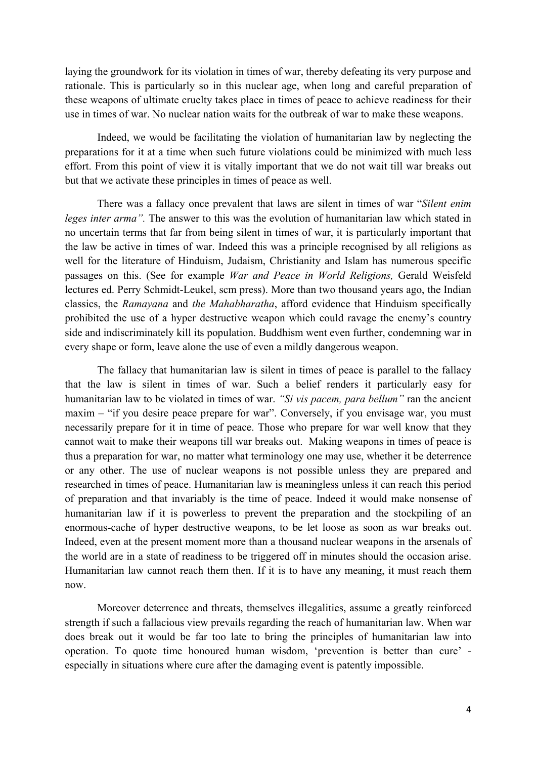laying the groundwork for its violation in times of war, thereby defeating its very purpose and rationale. This is particularly so in this nuclear age, when long and careful preparation of these weapons of ultimate cruelty takes place in times of peace to achieve readiness for their use in times of war. No nuclear nation waits for the outbreak of war to make these weapons.

Indeed, we would be facilitating the violation of humanitarian law by neglecting the preparations for it at a time when such future violations could be minimized with much less effort. From this point of view it is vitally important that we do not wait till war breaks out but that we activate these principles in times of peace as well.

There was a fallacy once prevalent that laws are silent in times of war "*Silent enim leges inter arma".* The answer to this was the evolution of humanitarian law which stated in no uncertain terms that far from being silent in times of war, it is particularly important that the law be active in times of war. Indeed this was a principle recognised by all religions as well for the literature of Hinduism, Judaism, Christianity and Islam has numerous specific passages on this. (See for example *War and Peace in World Religions,* Gerald Weisfeld lectures ed. Perry Schmidt-Leukel, scm press). More than two thousand years ago, the Indian classics, the *Ramayana* and *the Mahabharatha*, afford evidence that Hinduism specifically prohibited the use of a hyper destructive weapon which could ravage the enemy's country side and indiscriminately kill its population. Buddhism went even further, condemning war in every shape or form, leave alone the use of even a mildly dangerous weapon.

The fallacy that humanitarian law is silent in times of peace is parallel to the fallacy that the law is silent in times of war. Such a belief renders it particularly easy for humanitarian law to be violated in times of war. *"Si vis pacem, para bellum"* ran the ancient maxim – "if you desire peace prepare for war". Conversely, if you envisage war, you must necessarily prepare for it in time of peace. Those who prepare for war well know that they cannot wait to make their weapons till war breaks out. Making weapons in times of peace is thus a preparation for war, no matter what terminology one may use, whether it be deterrence or any other. The use of nuclear weapons is not possible unless they are prepared and researched in times of peace. Humanitarian law is meaningless unless it can reach this period of preparation and that invariably is the time of peace. Indeed it would make nonsense of humanitarian law if it is powerless to prevent the preparation and the stockpiling of an enormous-cache of hyper destructive weapons, to be let loose as soon as war breaks out. Indeed, even at the present moment more than a thousand nuclear weapons in the arsenals of the world are in a state of readiness to be triggered off in minutes should the occasion arise. Humanitarian law cannot reach them then. If it is to have any meaning, it must reach them now.

Moreover deterrence and threats, themselves illegalities, assume a greatly reinforced strength if such a fallacious view prevails regarding the reach of humanitarian law. When war does break out it would be far too late to bring the principles of humanitarian law into operation. To quote time honoured human wisdom, 'prevention is better than cure' - especially in situations where cure after the damaging event is patently impossible.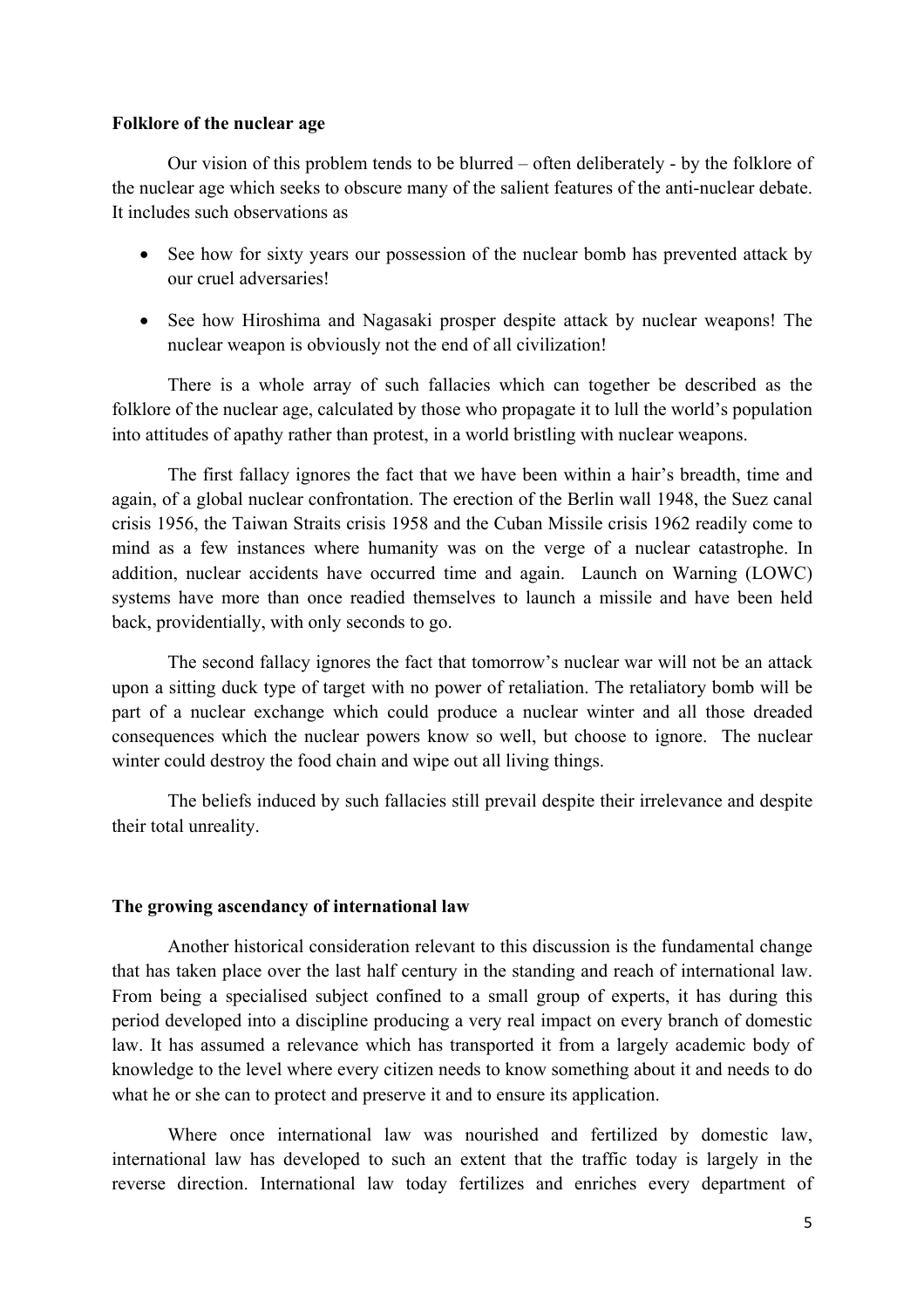**Folklore of the nuclear age**

Our vision of this problem tends to be blurred – often deliberately - by the folklore of the nuclear age which seeks to obscure many of the salient features of the anti-nuclear debate. It includes such observations as

- See how for sixty years our possession of the nuclear bomb has prevented attack by our cruel adversaries!
- See how Hiroshima and Nagasaki prosper despite attack by nuclear weapons! The nuclear weapon is obviously not the end of all civilization!

There is a whole array of such fallacies which can together be described as the folklore of the nuclear age, calculated by those who propagate it to lull the world's population into attitudes of apathy rather than protest, in a world bristling with nuclear weapons.

The first fallacy ignores the fact that we have been within a hair's breadth, time and again, of a global nuclear confrontation. The erection of the Berlin wall 1948, the Suez canal crisis 1956, the Taiwan Straits crisis 1958 and the Cuban Missile crisis 1962 readily come to mind as a few instances where humanity was on the verge of a nuclear catastrophe. In addition, nuclear accidents have occurred time and again. Launch on Warning (LOWC) systems have more than once readied themselves to launch a missile and have been held back, providentially, with only seconds to go.

The second fallacy ignores the fact that tomorrow's nuclear war will not be an attack upon a sitting duck type of target with no power of retaliation. The retaliatory bomb will be part of a nuclear exchange which could produce a nuclear winter and all those dreaded consequences which the nuclear powers know so well, but choose to ignore. The nuclear winter could destroy the food chain and wipe out all living things.

The beliefs induced by such fallacies still prevail despite their irrelevance and despite their total unreality.

**The growing ascendancy of international law**

Another historical consideration relevant to this discussion is the fundamental change that has taken place over the last half century in the standing and reach of international law. From being a specialised subject confined to a small group of experts, it has during this period developed into a discipline producing a very real impact on every branch of domestic law. It has assumed a relevance which has transported it from a largely academic body of knowledge to the level where every citizen needs to know something about it and needs to do what he or she can to protect and preserve it and to ensure its application.

Where once international law was nourished and fertilized by domestic law, international law has developed to such an extent that the traffic today is largely in the reverse direction. International law today fertilizes and enriches every department of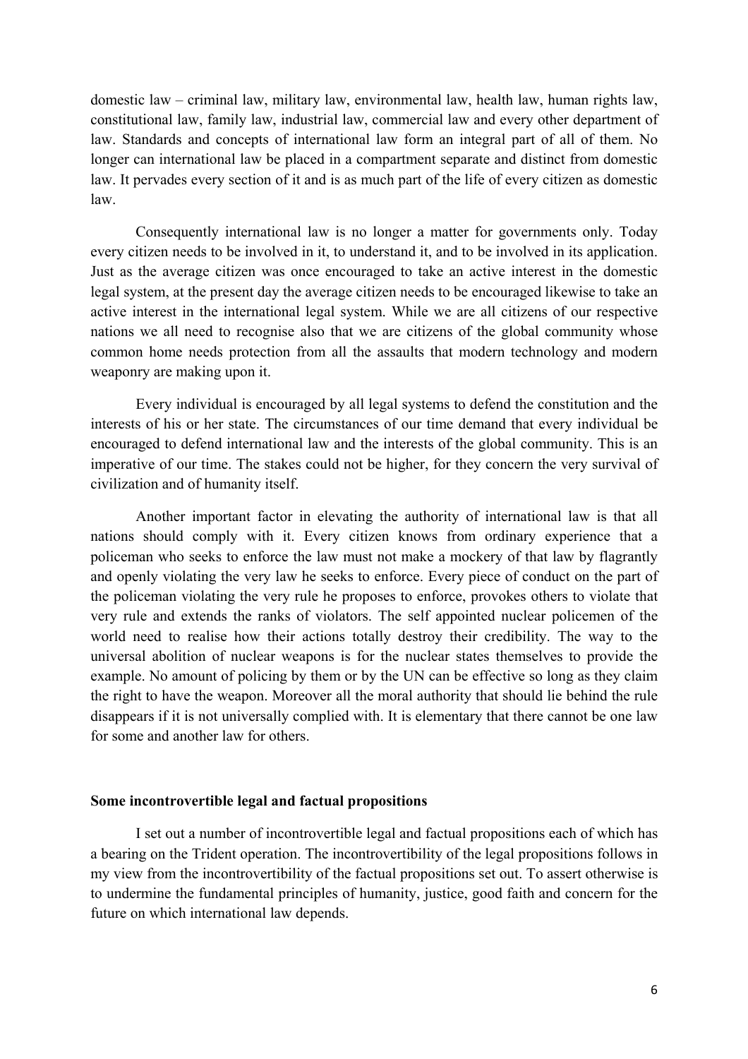domestic law – criminal law, military law, environmental law, health law, human rights law, constitutional law, family law, industrial law, commercial law and every other department of law. Standards and concepts of international law form an integral part of all of them. No longer can international law be placed in a compartment separate and distinct from domestic law. It pervades every section of it and is as much part of the life of every citizen as domestic law.

Consequently international law is no longer a matter for governments only. Today every citizen needs to be involved in it, to understand it, and to be involved in its application. Just as the average citizen was once encouraged to take an active interest in the domestic legal system, at the present day the average citizen needs to be encouraged likewise to take an active interest in the international legal system. While we are all citizens of our respective nations we all need to recognise also that we are citizens of the global community whose common home needs protection from all the assaults that modern technology and modern weaponry are making upon it.

Every individual is encouraged by all legal systems to defend the constitution and the interests of his or her state. The circumstances of our time demand that every individual be encouraged to defend international law and the interests of the global community. This is an imperative of our time. The stakes could not be higher, for they concern the very survival of civilization and of humanity itself.

Another important factor in elevating the authority of international law is that all nations should comply with it. Every citizen knows from ordinary experience that a policeman who seeks to enforce the law must not make a mockery of that law by flagrantly and openly violating the very law he seeks to enforce. Every piece of conduct on the part of the policeman violating the very rule he proposes to enforce, provokes others to violate that very rule and extends the ranks of violators. The self appointed nuclear policemen of the world need to realise how their actions totally destroy their credibility. The way to the universal abolition of nuclear weapons is for the nuclear states themselves to provide the example. No amount of policing by them or by the UN can be effective so long as they claim the right to have the weapon. Moreover all the moral authority that should lie behind the rule disappears if it is not universally complied with. It is elementary that there cannot be one law for some and another law for others.

**Some incontrovertible legal and factual propositions**

I set out a number of incontrovertible legal and factual propositions each of which has a bearing on the Trident operation. The incontrovertibility of the legal propositions follows in my view from the incontrovertibility of the factual propositions set out. To assert otherwise is to undermine the fundamental principles of humanity, justice, good faith and concern for the future on which international law depends.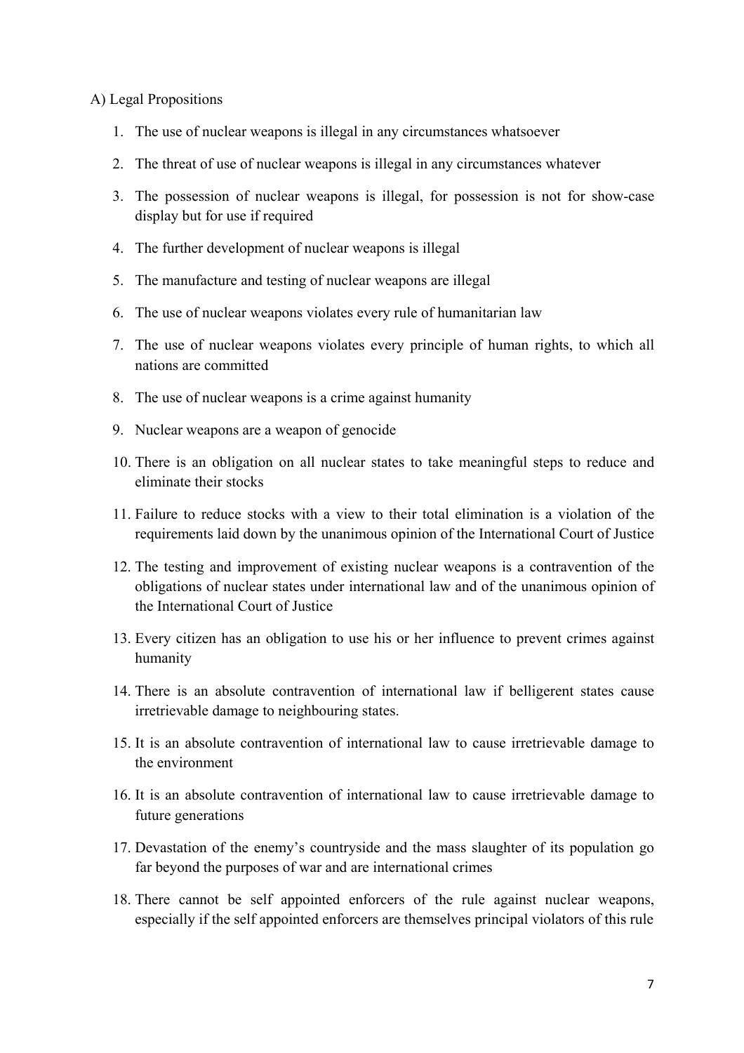A) Legal Propositions

1. The use of nuclear weapons is illegal in any circumstances whatsoever
2. The threat of use of nuclear weapons is illegal in any circumstances whatever
3. The possession of nuclear weapons is illegal, for possession is not for show-case display but for use if required
4. The further development of nuclear weapons is illegal
5. The manufacture and testing of nuclear weapons are illegal
6. The use of nuclear weapons violates every rule of humanitarian law
7. The use of nuclear weapons violates every principle of human rights, to which all nations are committed
8. The use of nuclear weapons is a crime against humanity
9. Nuclear weapons are a weapon of genocide
10. There is an obligation on all nuclear states to take meaningful steps to reduce and eliminate their stocks
11. Failure to reduce stocks with a view to their total elimination is a violation of the requirements laid down by the unanimous opinion of the International Court of Justice
12. The testing and improvement of existing nuclear weapons is a contravention of the obligations of nuclear states under international law and of the unanimous opinion of the International Court of Justice
13. Every citizen has an obligation to use his or her influence to prevent crimes against humanity
14. There is an absolute contravention of international law if belligerent states cause irretrievable damage to neighbouring states.
15. It is an absolute contravention of international law to cause irretrievable damage to the environment
16. It is an absolute contravention of international law to cause irretrievable damage to future generations
17. Devastation of the enemy's countryside and the mass slaughter of its population go far beyond the purposes of war and are international crimes
18. There cannot be self appointed enforcers of the rule against nuclear weapons, especially if the self appointed enforcers are themselves principal violators of this rule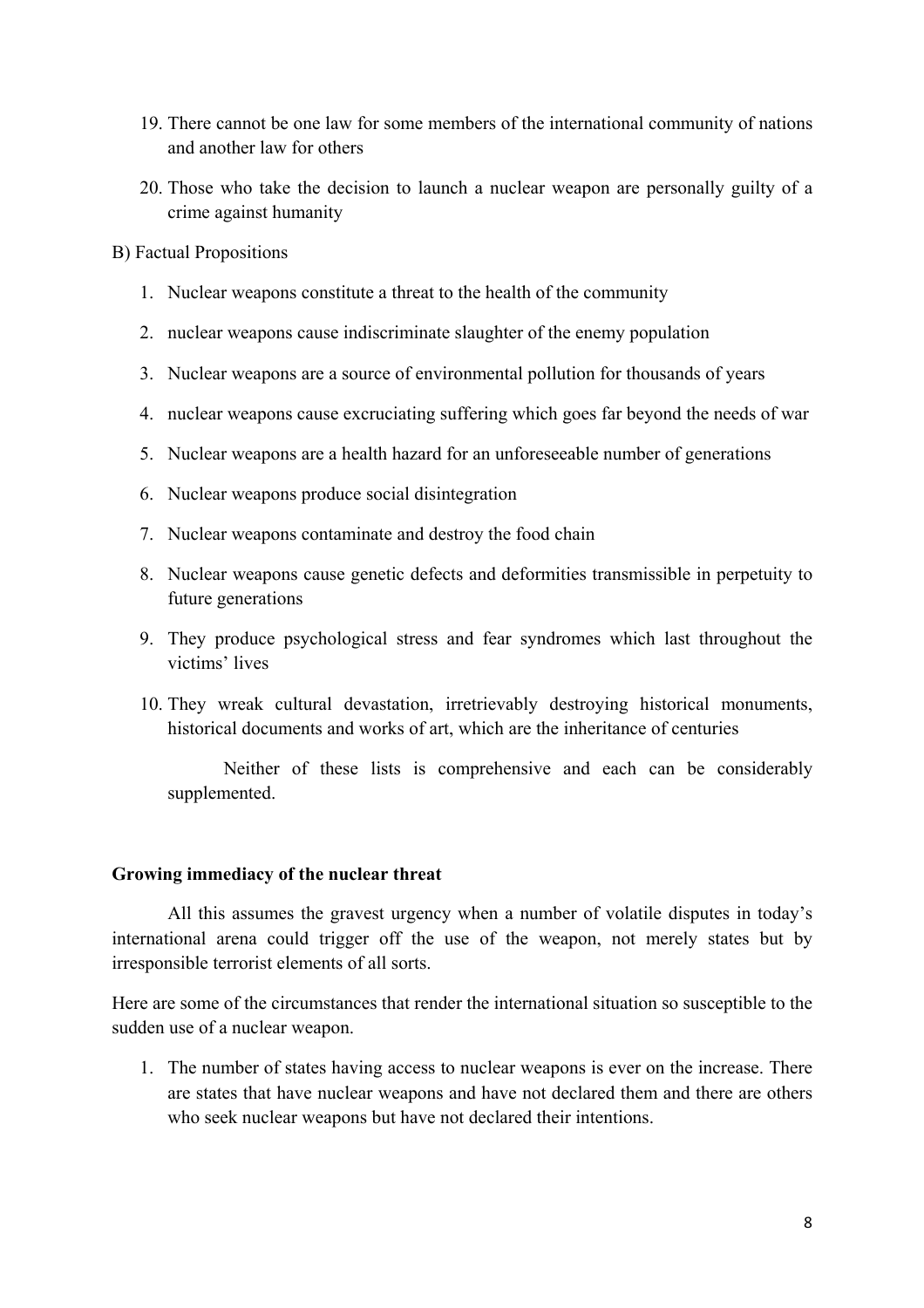19. There cannot be one law for some members of the international community of nations and another law for others

20. Those who take the decision to launch a nuclear weapon are personally guilty of a crime against humanity

B) Factual Propositions

1. Nuclear weapons constitute a threat to the health of the community

2. nuclear weapons cause indiscriminate slaughter of the enemy population

3. Nuclear weapons are a source of environmental pollution for thousands of years

4. nuclear weapons cause excruciating suffering which goes far beyond the needs of war

5. Nuclear weapons are a health hazard for an unforeseeable number of generations

6. Nuclear weapons produce social disintegration

7. Nuclear weapons contaminate and destroy the food chain

8. Nuclear weapons cause genetic defects and deformities transmissible in perpetuity to future generations

9. They produce psychological stress and fear syndromes which last throughout the victims' lives

10. They wreak cultural devastation, irretrievably destroying historical monuments, historical documents and works of art, which are the inheritance of centuries

    Neither of these lists is comprehensive and each can be considerably supplemented.

**Growing immediacy of the nuclear threat**

All this assumes the gravest urgency when a number of volatile disputes in today's international arena could trigger off the use of the weapon, not merely states but by irresponsible terrorist elements of all sorts.

Here are some of the circumstances that render the international situation so susceptible to the sudden use of a nuclear weapon.

1. The number of states having access to nuclear weapons is ever on the increase. There are states that have nuclear weapons and have not declared them and there are others who seek nuclear weapons but have not declared their intentions.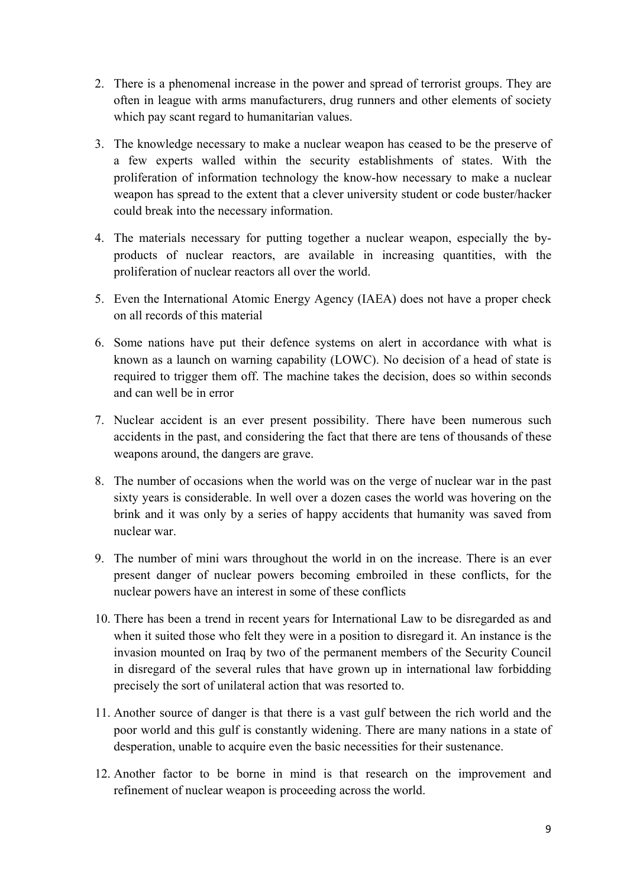2. There is a phenomenal increase in the power and spread of terrorist groups. They are often in league with arms manufacturers, drug runners and other elements of society which pay scant regard to humanitarian values.
3. The knowledge necessary to make a nuclear weapon has ceased to be the preserve of a few experts walled within the security establishments of states. With the proliferation of information technology the know-how necessary to make a nuclear weapon has spread to the extent that a clever university student or code buster/hacker could break into the necessary information.
4. The materials necessary for putting together a nuclear weapon, especially the by-products of nuclear reactors, are available in increasing quantities, with the proliferation of nuclear reactors all over the world.
5. Even the International Atomic Energy Agency (IAEA) does not have a proper check on all records of this material
6. Some nations have put their defence systems on alert in accordance with what is known as a launch on warning capability (LOWC). No decision of a head of state is required to trigger them off. The machine takes the decision, does so within seconds and can well be in error
7. Nuclear accident is an ever present possibility. There have been numerous such accidents in the past, and considering the fact that there are tens of thousands of these weapons around, the dangers are grave.
8. The number of occasions when the world was on the verge of nuclear war in the past sixty years is considerable. In well over a dozen cases the world was hovering on the brink and it was only by a series of happy accidents that humanity was saved from nuclear war.
9. The number of mini wars throughout the world in on the increase. There is an ever present danger of nuclear powers becoming embroiled in these conflicts, for the nuclear powers have an interest in some of these conflicts
10. There has been a trend in recent years for International Law to be disregarded as and when it suited those who felt they were in a position to disregard it. An instance is the invasion mounted on Iraq by two of the permanent members of the Security Council in disregard of the several rules that have grown up in international law forbidding precisely the sort of unilateral action that was resorted to.
11. Another source of danger is that there is a vast gulf between the rich world and the poor world and this gulf is constantly widening. There are many nations in a state of desperation, unable to acquire even the basic necessities for their sustenance.
12. Another factor to be borne in mind is that research on the improvement and refinement of nuclear weapon is proceeding across the world.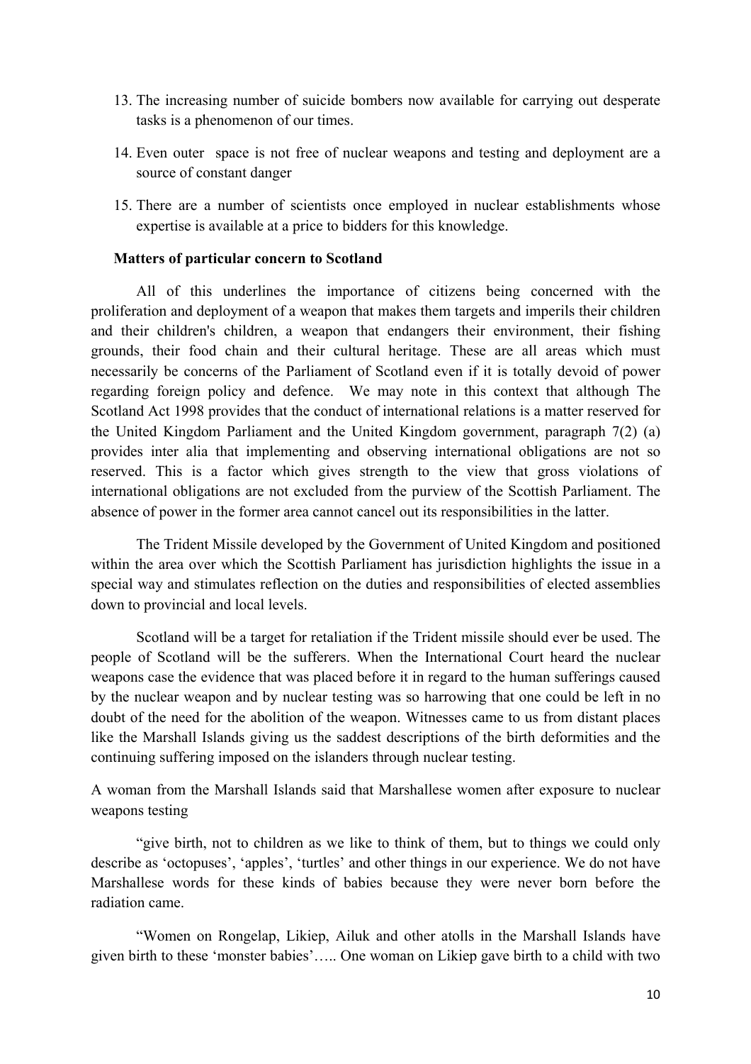13. The increasing number of suicide bombers now available for carrying out desperate tasks is a phenomenon of our times.

14. Even outer space is not free of nuclear weapons and testing and deployment are a source of constant danger

15. There are a number of scientists once employed in nuclear establishments whose expertise is available at a price to bidders for this knowledge.

**Matters of particular concern to Scotland**

All of this underlines the importance of citizens being concerned with the proliferation and deployment of a weapon that makes them targets and imperils their children and their children's children, a weapon that endangers their environment, their fishing grounds, their food chain and their cultural heritage. These are all areas which must necessarily be concerns of the Parliament of Scotland even if it is totally devoid of power regarding foreign policy and defence. We may note in this context that although The Scotland Act 1998 provides that the conduct of international relations is a matter reserved for the United Kingdom Parliament and the United Kingdom government, paragraph 7(2) (a) provides inter alia that implementing and observing international obligations are not so reserved. This is a factor which gives strength to the view that gross violations of international obligations are not excluded from the purview of the Scottish Parliament. The absence of power in the former area cannot cancel out its responsibilities in the latter.

The Trident Missile developed by the Government of United Kingdom and positioned within the area over which the Scottish Parliament has jurisdiction highlights the issue in a special way and stimulates reflection on the duties and responsibilities of elected assemblies down to provincial and local levels.

Scotland will be a target for retaliation if the Trident missile should ever be used. The people of Scotland will be the sufferers. When the International Court heard the nuclear weapons case the evidence that was placed before it in regard to the human sufferings caused by the nuclear weapon and by nuclear testing was so harrowing that one could be left in no doubt of the need for the abolition of the weapon. Witnesses came to us from distant places like the Marshall Islands giving us the saddest descriptions of the birth deformities and the continuing suffering imposed on the islanders through nuclear testing.

A woman from the Marshall Islands said that Marshallese women after exposure to nuclear weapons testing

"give birth, not to children as we like to think of them, but to things we could only describe as 'octopuses', 'apples', 'turtles' and other things in our experience. We do not have Marshallese words for these kinds of babies because they were never born before the radiation came.

"Women on Rongelap, Likiep, Ailuk and other atolls in the Marshall Islands have given birth to these 'monster babies'….. One woman on Likiep gave birth to a child with two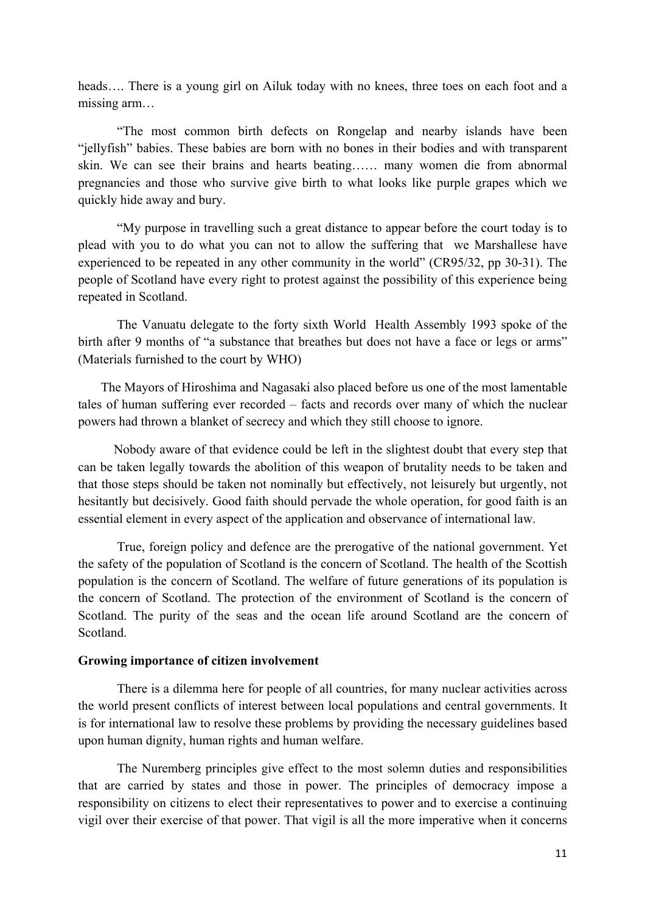heads…. There is a young girl on Ailuk today with no knees, three toes on each foot and a missing arm…

"The most common birth defects on Rongelap and nearby islands have been "jellyfish" babies. These babies are born with no bones in their bodies and with transparent skin. We can see their brains and hearts beating…… many women die from abnormal pregnancies and those who survive give birth to what looks like purple grapes which we quickly hide away and bury.

"My purpose in travelling such a great distance to appear before the court today is to plead with you to do what you can not to allow the suffering that we Marshallese have experienced to be repeated in any other community in the world" (CR95/32, pp 30-31). The people of Scotland have every right to protest against the possibility of this experience being repeated in Scotland.

The Vanuatu delegate to the forty sixth World Health Assembly 1993 spoke of the birth after 9 months of "a substance that breathes but does not have a face or legs or arms" (Materials furnished to the court by WHO)

The Mayors of Hiroshima and Nagasaki also placed before us one of the most lamentable tales of human suffering ever recorded – facts and records over many of which the nuclear powers had thrown a blanket of secrecy and which they still choose to ignore.

Nobody aware of that evidence could be left in the slightest doubt that every step that can be taken legally towards the abolition of this weapon of brutality needs to be taken and that those steps should be taken not nominally but effectively, not leisurely but urgently, not hesitantly but decisively. Good faith should pervade the whole operation, for good faith is an essential element in every aspect of the application and observance of international law.

True, foreign policy and defence are the prerogative of the national government. Yet the safety of the population of Scotland is the concern of Scotland. The health of the Scottish population is the concern of Scotland. The welfare of future generations of its population is the concern of Scotland. The protection of the environment of Scotland is the concern of Scotland. The purity of the seas and the ocean life around Scotland are the concern of Scotland.

**Growing importance of citizen involvement**

There is a dilemma here for people of all countries, for many nuclear activities across the world present conflicts of interest between local populations and central governments. It is for international law to resolve these problems by providing the necessary guidelines based upon human dignity, human rights and human welfare.

The Nuremberg principles give effect to the most solemn duties and responsibilities that are carried by states and those in power. The principles of democracy impose a responsibility on citizens to elect their representatives to power and to exercise a continuing vigil over their exercise of that power. That vigil is all the more imperative when it concerns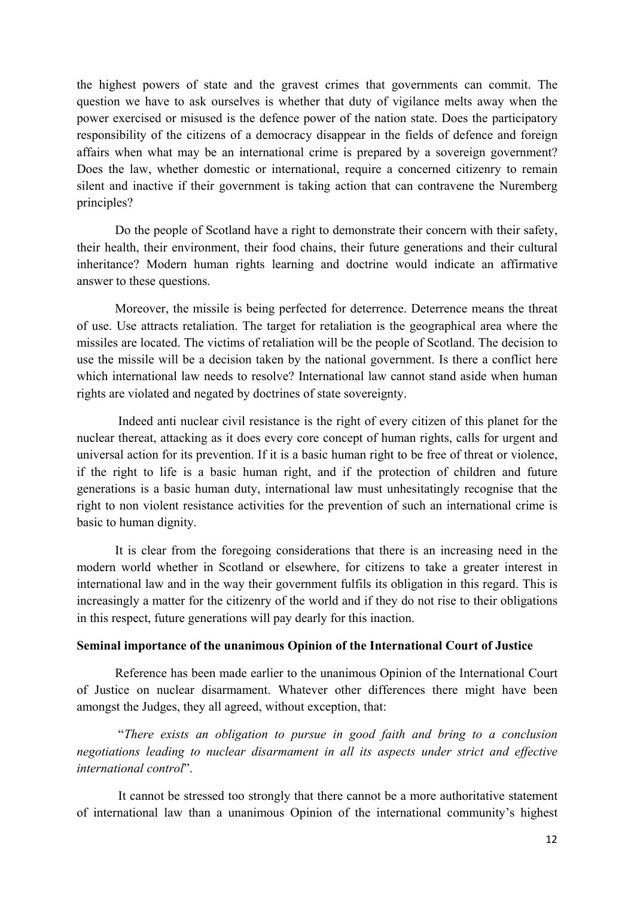the highest powers of state and the gravest crimes that governments can commit. The question we have to ask ourselves is whether that duty of vigilance melts away when the power exercised or misused is the defence power of the nation state. Does the participatory responsibility of the citizens of a democracy disappear in the fields of defence and foreign affairs when what may be an international crime is prepared by a sovereign government? Does the law, whether domestic or international, require a concerned citizenry to remain silent and inactive if their government is taking action that can contravene the Nuremberg principles?

Do the people of Scotland have a right to demonstrate their concern with their safety, their health, their environment, their food chains, their future generations and their cultural inheritance? Modern human rights learning and doctrine would indicate an affirmative answer to these questions.

Moreover, the missile is being perfected for deterrence. Deterrence means the threat of use. Use attracts retaliation. The target for retaliation is the geographical area where the missiles are located. The victims of retaliation will be the people of Scotland. The decision to use the missile will be a decision taken by the national government. Is there a conflict here which international law needs to resolve? International law cannot stand aside when human rights are violated and negated by doctrines of state sovereignty.

Indeed anti nuclear civil resistance is the right of every citizen of this planet for the nuclear thereat, attacking as it does every core concept of human rights, calls for urgent and universal action for its prevention. If it is a basic human right to be free of threat or violence, if the right to life is a basic human right, and if the protection of children and future generations is a basic human duty, international law must unhesitatingly recognise that the right to non violent resistance activities for the prevention of such an international crime is basic to human dignity.

It is clear from the foregoing considerations that there is an increasing need in the modern world whether in Scotland or elsewhere, for citizens to take a greater interest in international law and in the way their government fulfils its obligation in this regard. This is increasingly a matter for the citizenry of the world and if they do not rise to their obligations in this respect, future generations will pay dearly for this inaction.

**Seminal importance of the unanimous Opinion of the International Court of Justice**

Reference has been made earlier to the unanimous Opinion of the International Court of Justice on nuclear disarmament. Whatever other differences there might have been amongst the Judges, they all agreed, without exception, that:

"*There exists an obligation to pursue in good faith and bring to a conclusion negotiations leading to nuclear disarmament in all its aspects under strict and effective international control*".

It cannot be stressed too strongly that there cannot be a more authoritative statement of international law than a unanimous Opinion of the international community's highest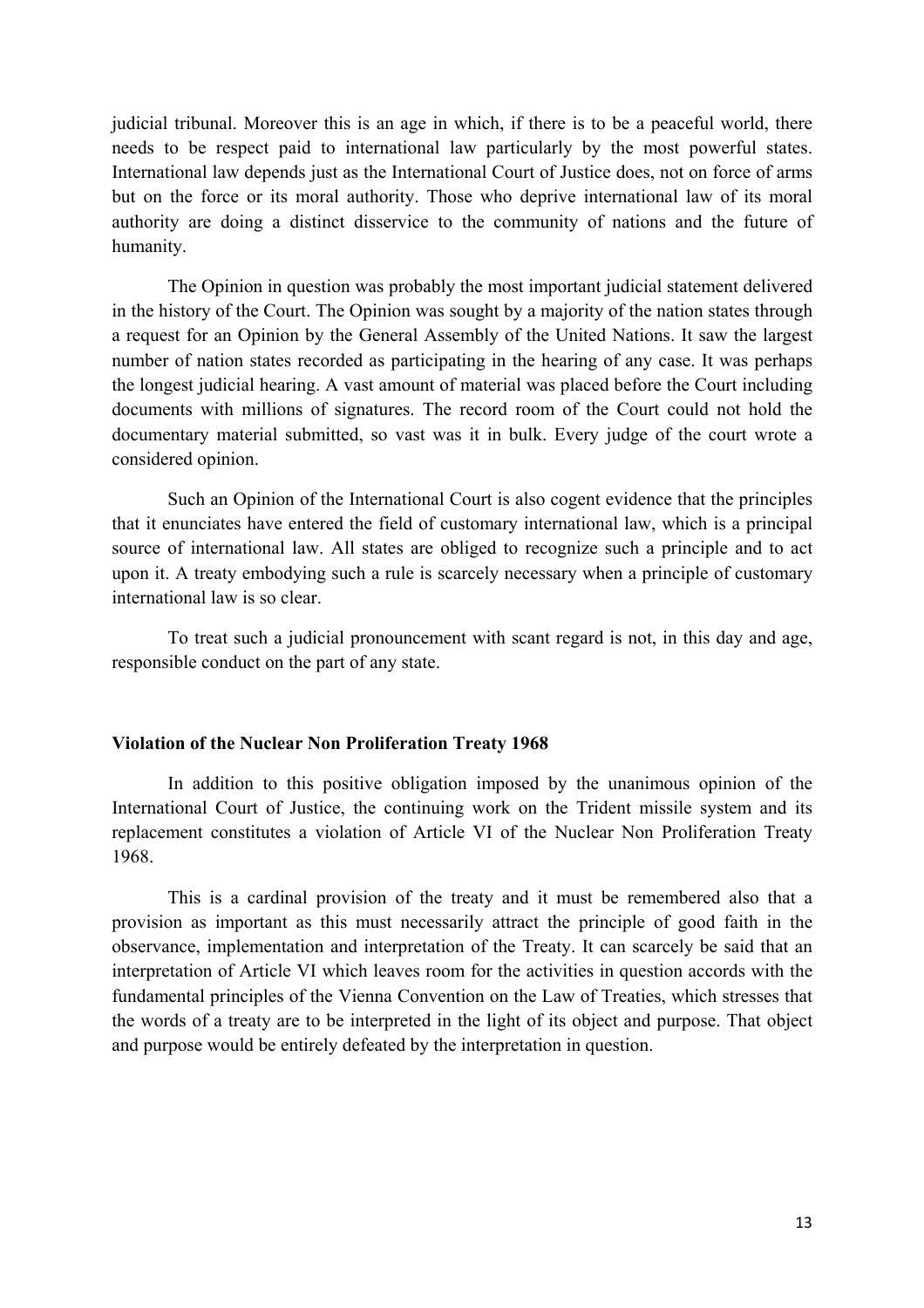judicial tribunal. Moreover this is an age in which, if there is to be a peaceful world, there needs to be respect paid to international law particularly by the most powerful states. International law depends just as the International Court of Justice does, not on force of arms but on the force or its moral authority. Those who deprive international law of its moral authority are doing a distinct disservice to the community of nations and the future of humanity.

The Opinion in question was probably the most important judicial statement delivered in the history of the Court. The Opinion was sought by a majority of the nation states through a request for an Opinion by the General Assembly of the United Nations. It saw the largest number of nation states recorded as participating in the hearing of any case. It was perhaps the longest judicial hearing. A vast amount of material was placed before the Court including documents with millions of signatures. The record room of the Court could not hold the documentary material submitted, so vast was it in bulk. Every judge of the court wrote a considered opinion.

Such an Opinion of the International Court is also cogent evidence that the principles that it enunciates have entered the field of customary international law, which is a principal source of international law. All states are obliged to recognize such a principle and to act upon it. A treaty embodying such a rule is scarcely necessary when a principle of customary international law is so clear.

To treat such a judicial pronouncement with scant regard is not, in this day and age, responsible conduct on the part of any state.

**Violation of the Nuclear Non Proliferation Treaty 1968**

In addition to this positive obligation imposed by the unanimous opinion of the International Court of Justice, the continuing work on the Trident missile system and its replacement constitutes a violation of Article VI of the Nuclear Non Proliferation Treaty 1968.

This is a cardinal provision of the treaty and it must be remembered also that a provision as important as this must necessarily attract the principle of good faith in the observance, implementation and interpretation of the Treaty. It can scarcely be said that an interpretation of Article VI which leaves room for the activities in question accords with the fundamental principles of the Vienna Convention on the Law of Treaties, which stresses that the words of a treaty are to be interpreted in the light of its object and purpose. That object and purpose would be entirely defeated by the interpretation in question.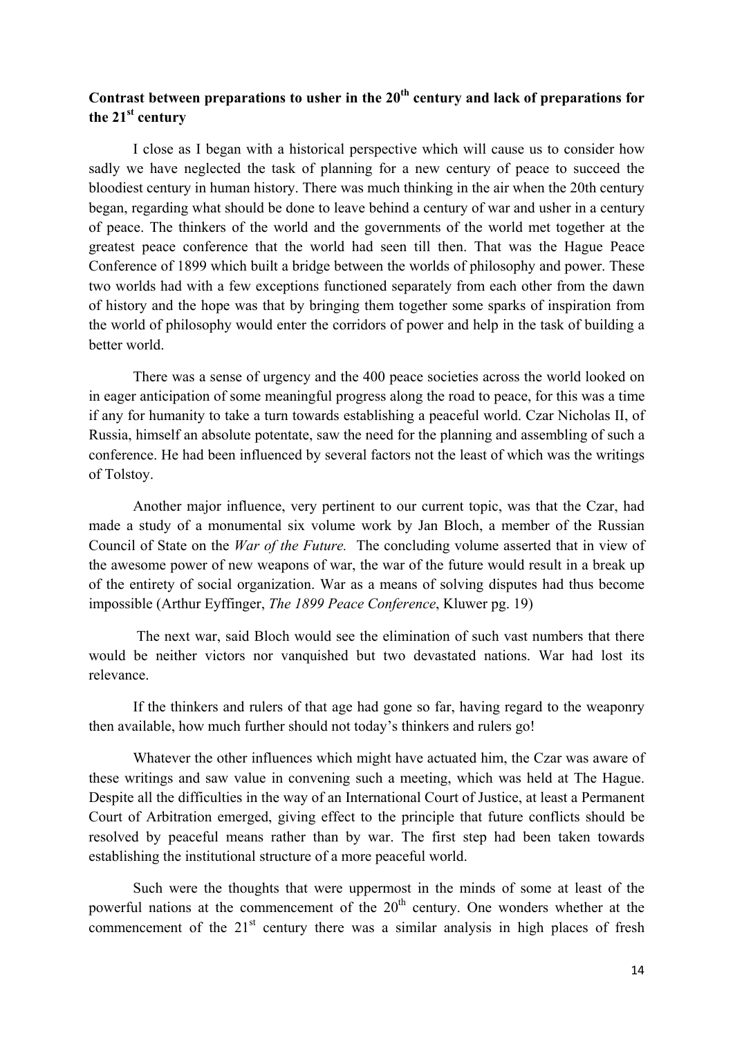**Contrast between preparations to usher in the 20th century and lack of preparations for the 21st century**

I close as I began with a historical perspective which will cause us to consider how sadly we have neglected the task of planning for a new century of peace to succeed the bloodiest century in human history. There was much thinking in the air when the 20th century began, regarding what should be done to leave behind a century of war and usher in a century of peace. The thinkers of the world and the governments of the world met together at the greatest peace conference that the world had seen till then. That was the Hague Peace Conference of 1899 which built a bridge between the worlds of philosophy and power. These two worlds had with a few exceptions functioned separately from each other from the dawn of history and the hope was that by bringing them together some sparks of inspiration from the world of philosophy would enter the corridors of power and help in the task of building a better world.

There was a sense of urgency and the 400 peace societies across the world looked on in eager anticipation of some meaningful progress along the road to peace, for this was a time if any for humanity to take a turn towards establishing a peaceful world. Czar Nicholas II, of Russia, himself an absolute potentate, saw the need for the planning and assembling of such a conference. He had been influenced by several factors not the least of which was the writings of Tolstoy.

Another major influence, very pertinent to our current topic, was that the Czar, had made a study of a monumental six volume work by Jan Bloch, a member of the Russian Council of State on the *War of the Future.* The concluding volume asserted that in view of the awesome power of new weapons of war, the war of the future would result in a break up of the entirety of social organization. War as a means of solving disputes had thus become impossible (Arthur Eyffinger, *The 1899 Peace Conference*, Kluwer pg. 19)

The next war, said Bloch would see the elimination of such vast numbers that there would be neither victors nor vanquished but two devastated nations. War had lost its relevance.

If the thinkers and rulers of that age had gone so far, having regard to the weaponry then available, how much further should not today's thinkers and rulers go!

Whatever the other influences which might have actuated him, the Czar was aware of these writings and saw value in convening such a meeting, which was held at The Hague. Despite all the difficulties in the way of an International Court of Justice, at least a Permanent Court of Arbitration emerged, giving effect to the principle that future conflicts should be resolved by peaceful means rather than by war. The first step had been taken towards establishing the institutional structure of a more peaceful world.

Such were the thoughts that were uppermost in the minds of some at least of the powerful nations at the commencement of the 20th century. One wonders whether at the commencement of the 21st century there was a similar analysis in high places of fresh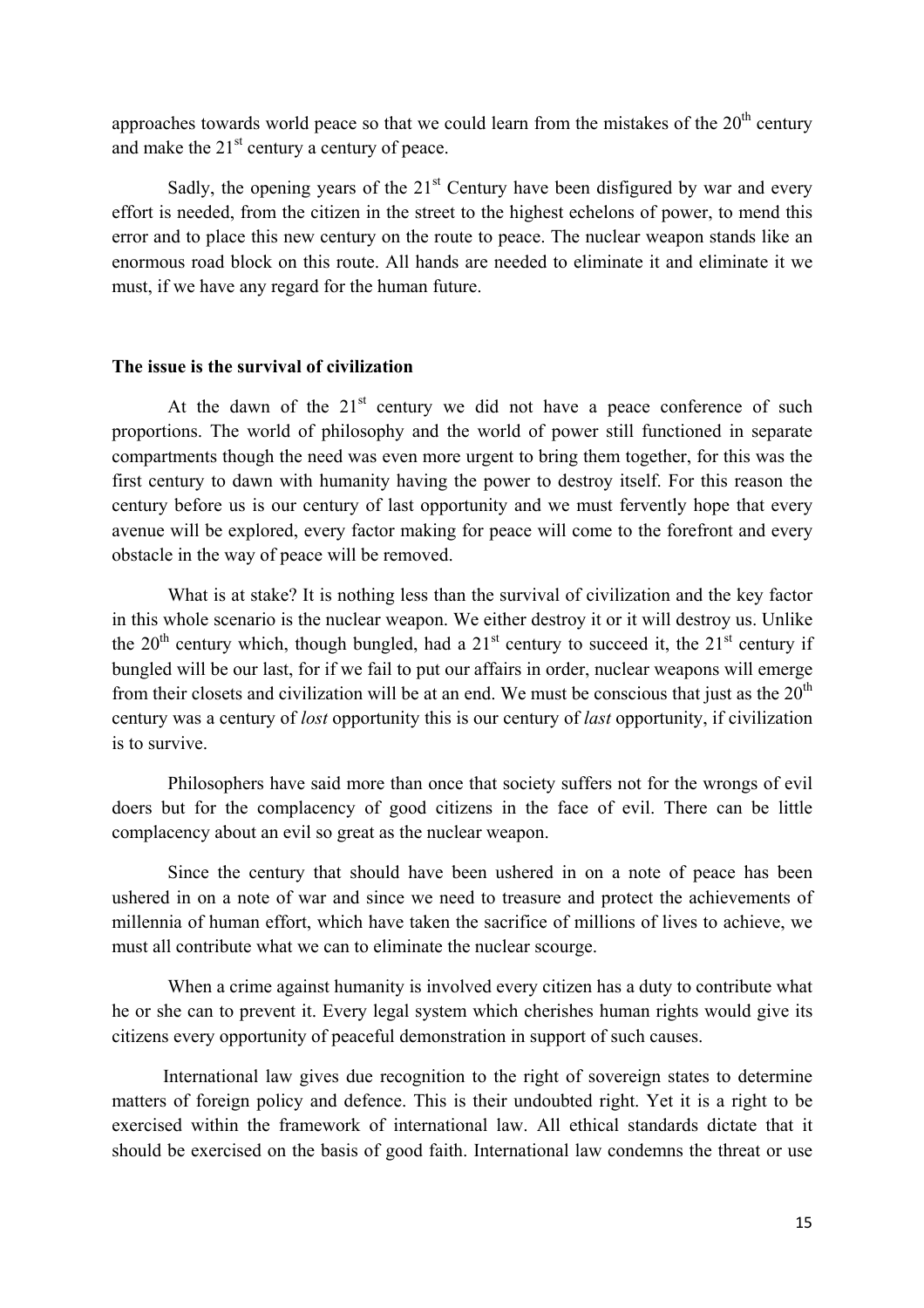approaches towards world peace so that we could learn from the mistakes of the 20th century and make the 21st century a century of peace.

Sadly, the opening years of the 21st Century have been disfigured by war and every effort is needed, from the citizen in the street to the highest echelons of power, to mend this error and to place this new century on the route to peace. The nuclear weapon stands like an enormous road block on this route. All hands are needed to eliminate it and eliminate it we must, if we have any regard for the human future.

**The issue is the survival of civilization**

At the dawn of the 21st century we did not have a peace conference of such proportions. The world of philosophy and the world of power still functioned in separate compartments though the need was even more urgent to bring them together, for this was the first century to dawn with humanity having the power to destroy itself. For this reason the century before us is our century of last opportunity and we must fervently hope that every avenue will be explored, every factor making for peace will come to the forefront and every obstacle in the way of peace will be removed.

What is at stake? It is nothing less than the survival of civilization and the key factor in this whole scenario is the nuclear weapon. We either destroy it or it will destroy us. Unlike the 20th century which, though bungled, had a 21st century to succeed it, the 21st century if bungled will be our last, for if we fail to put our affairs in order, nuclear weapons will emerge from their closets and civilization will be at an end. We must be conscious that just as the 20th century was a century of *lost* opportunity this is our century of *last* opportunity, if civilization is to survive.

Philosophers have said more than once that society suffers not for the wrongs of evil doers but for the complacency of good citizens in the face of evil. There can be little complacency about an evil so great as the nuclear weapon.

Since the century that should have been ushered in on a note of peace has been ushered in on a note of war and since we need to treasure and protect the achievements of millennia of human effort, which have taken the sacrifice of millions of lives to achieve, we must all contribute what we can to eliminate the nuclear scourge.

When a crime against humanity is involved every citizen has a duty to contribute what he or she can to prevent it. Every legal system which cherishes human rights would give its citizens every opportunity of peaceful demonstration in support of such causes.

International law gives due recognition to the right of sovereign states to determine matters of foreign policy and defence. This is their undoubted right. Yet it is a right to be exercised within the framework of international law. All ethical standards dictate that it should be exercised on the basis of good faith. International law condemns the threat or use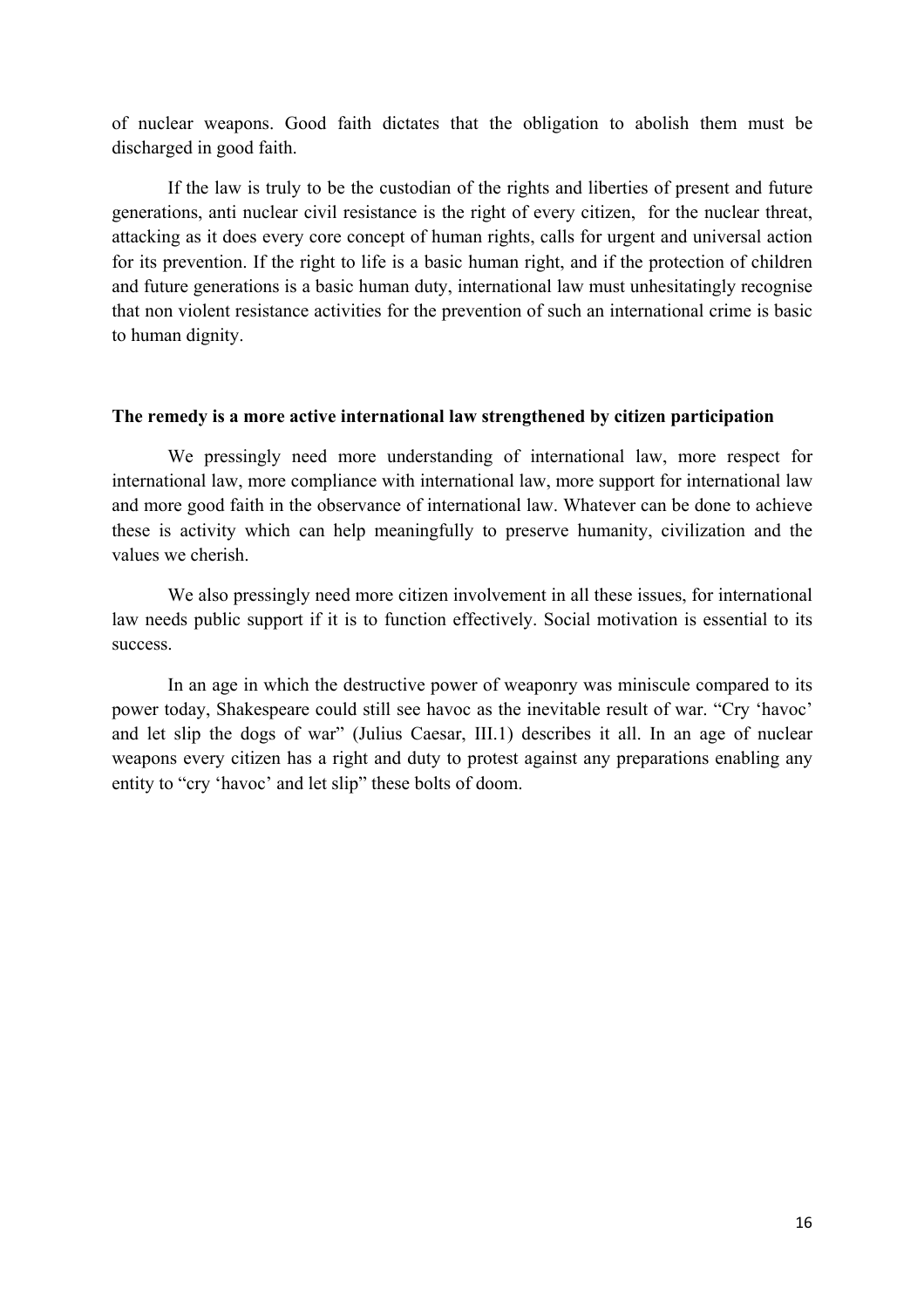of nuclear weapons. Good faith dictates that the obligation to abolish them must be discharged in good faith.

If the law is truly to be the custodian of the rights and liberties of present and future generations, anti nuclear civil resistance is the right of every citizen, for the nuclear threat, attacking as it does every core concept of human rights, calls for urgent and universal action for its prevention. If the right to life is a basic human right, and if the protection of children and future generations is a basic human duty, international law must unhesitatingly recognise that non violent resistance activities for the prevention of such an international crime is basic to human dignity.

**The remedy is a more active international law strengthened by citizen participation**

We pressingly need more understanding of international law, more respect for international law, more compliance with international law, more support for international law and more good faith in the observance of international law. Whatever can be done to achieve these is activity which can help meaningfully to preserve humanity, civilization and the values we cherish.

We also pressingly need more citizen involvement in all these issues, for international law needs public support if it is to function effectively. Social motivation is essential to its success.

In an age in which the destructive power of weaponry was miniscule compared to its power today, Shakespeare could still see havoc as the inevitable result of war. "Cry 'havoc' and let slip the dogs of war" (Julius Caesar, III.1) describes it all. In an age of nuclear weapons every citizen has a right and duty to protest against any preparations enabling any entity to "cry 'havoc' and let slip" these bolts of doom.